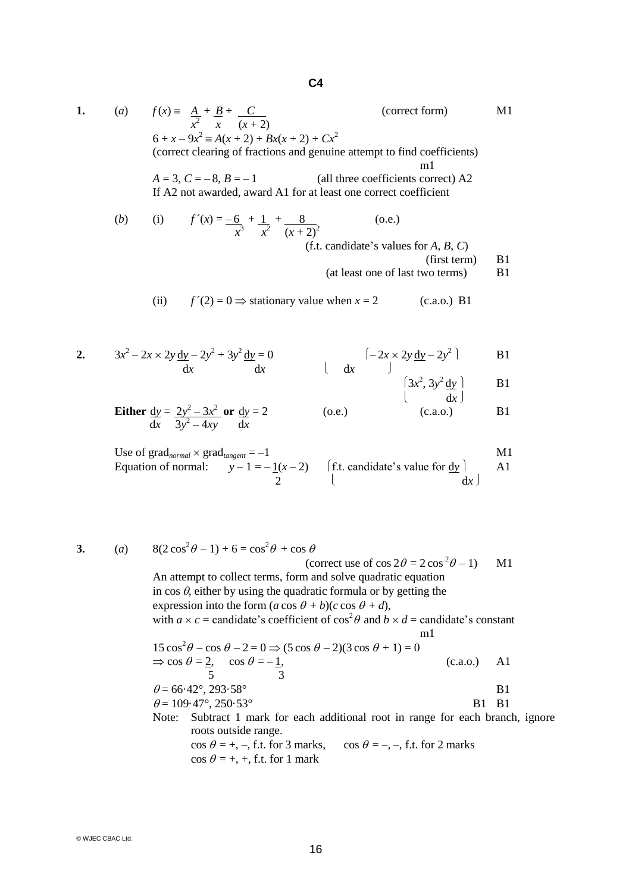# C4

**1.** (*a*) $f(x) \equiv \dfrac{A}{x^2} + \dfrac{B}{x} + \dfrac{C}{(x+2)}$ (correct form) M1

$6 + x - 9x^2 \equiv A(x+2) + Bx(x+2) + Cx^2$

(correct clearing of fractions and genuine attempt to find coefficients) m1

$A = 3,\ C = -8,\ B = -1$ (all three coefficients correct) A2

If A2 not awarded, award A1 for at least one correct coefficient

(*b*) (i) $f'(x) = \dfrac{-6}{x^3} + \dfrac{1}{x^2} + \dfrac{8}{(x+2)^2}$ (o.e.)

(f.t. candidate's values for $A$, $B$, $C$)

(first term) B1

(at least one of last two terms) B1

(ii) $f'(2) = 0 \Rightarrow$ stationary value when $x = 2$ (c.a.o.) B1

**2.** $3x^2 - 2x \times 2y\dfrac{dy}{dx} - 2y^2 + 3y^2\dfrac{dy}{dx} = 0$ $\left[-2x \times 2y\dfrac{dy}{dx} - 2y^2\right]$ B1

$\left[3x^2,\ 3y^2\dfrac{dy}{dx}\right]$ B1

**Either** $\dfrac{dy}{dx} = \dfrac{2y^2 - 3x^2}{3y^2 - 4xy}$ **or** $\dfrac{dy}{dx} = 2$ (o.e.) (c.a.o.) B1

Use of $\text{grad}_{normal} \times \text{grad}_{tangent} = -1$ M1

Equation of normal: $y - 1 = -\dfrac{1}{2}(x - 2)$ $\left[\text{f.t. candidate's value for } \dfrac{dy}{dx}\right]$ A1

**3.** (*a*) $8(2\cos^2\theta - 1) + 6 = \cos^2\theta + \cos\theta$

(correct use of $\cos 2\theta = 2\cos^2\theta - 1$) M1

An attempt to collect terms, form and solve quadratic equation in $\cos\theta$, either by using the quadratic formula or by getting the expression into the form $(a\cos\theta + b)(c\cos\theta + d)$, with $a \times c$ = candidate's coefficient of $\cos^2\theta$ and $b \times d$ = candidate's constant m1

$15\cos^2\theta - \cos\theta - 2 = 0 \Rightarrow (5\cos\theta - 2)(3\cos\theta + 1) = 0$

$\Rightarrow \cos\theta = \dfrac{2}{5},\quad \cos\theta = -\dfrac{1}{3},$ (c.a.o.) A1

$\theta = 66{\cdot}42°,\ 293{\cdot}58°$ B1

$\theta = 109{\cdot}47°,\ 250{\cdot}53°$ B1 B1

Note: Subtract 1 mark for each additional root in range for each branch, ignore roots outside range.

$\cos\theta = +, -$, f.t. for 3 marks, $\cos\theta = -, -$, f.t. for 2 marks

$\cos\theta = +, +$, f.t. for 1 mark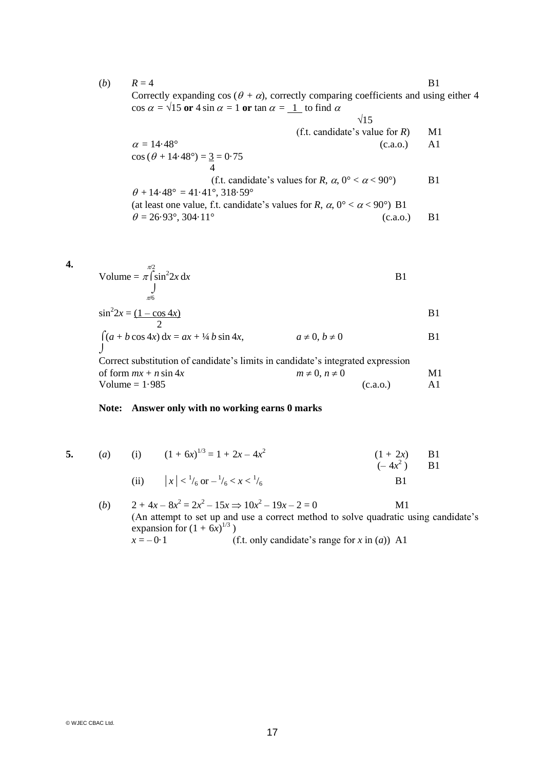(*b*) $R = 4$ B1

Correctly expanding $\cos(\theta + \alpha)$, correctly comparing coefficients and using either $4\cos\alpha = \sqrt{15}$ **or** $4\sin\alpha = 1$ **or** $\tan\alpha = \dfrac{1}{\sqrt{15}}$ to find $\alpha$

(f.t. candidate's value for $R$) M1

$\alpha = 14{\cdot}48°$ (c.a.o.) A1

$\cos(\theta + 14{\cdot}48°) = \dfrac{3}{4} = 0{\cdot}75$

(f.t. candidate's values for $R$, $\alpha$, $0° < \alpha < 90°$) B1

$\theta + 14{\cdot}48° = 41{\cdot}41°, 318{\cdot}59°$

(at least one value, f.t. candidate's values for $R$, $\alpha$, $0° < \alpha < 90°$) B1

$\theta = 26{\cdot}93°, 304{\cdot}11°$ (c.a.o.) B1

**4.**

$\text{Volume} = \pi \displaystyle\int_{\pi/6}^{\pi/2} \sin^2 2x \, dx$ B1

$\sin^2 2x = \dfrac{(1 - \cos 4x)}{2}$ B1

$\displaystyle\int (a + b\cos 4x)\, dx = ax + \tfrac{1}{4} b \sin 4x$, $\quad a \neq 0, b \neq 0$ B1

Correct substitution of candidate's limits in candidate's integrated expression of form $mx + n\sin 4x$ $\quad m \neq 0, n \neq 0$ M1

Volume $= 1{\cdot}985$ (c.a.o.) A1

**Note: Answer only with no working earns 0 marks**

**5.** (*a*) (i) $(1 + 6x)^{1/3} = 1 + 2x - 4x^2$ $\quad (1 + 2x)$ B1 $\quad (-4x^2)$ B1

(ii) $|x| < {}^1/_6$ or $-{}^1/_6 < x < {}^1/_6$ B1

(*b*) $2 + 4x - 8x^2 = 2x^2 - 15x \Rightarrow 10x^2 - 19x - 2 = 0$ M1

(An attempt to set up and use a correct method to solve quadratic using candidate's expansion for $(1 + 6x)^{1/3}$)

$x = -0{\cdot}1$ (f.t. only candidate's range for $x$ in (*a*)) A1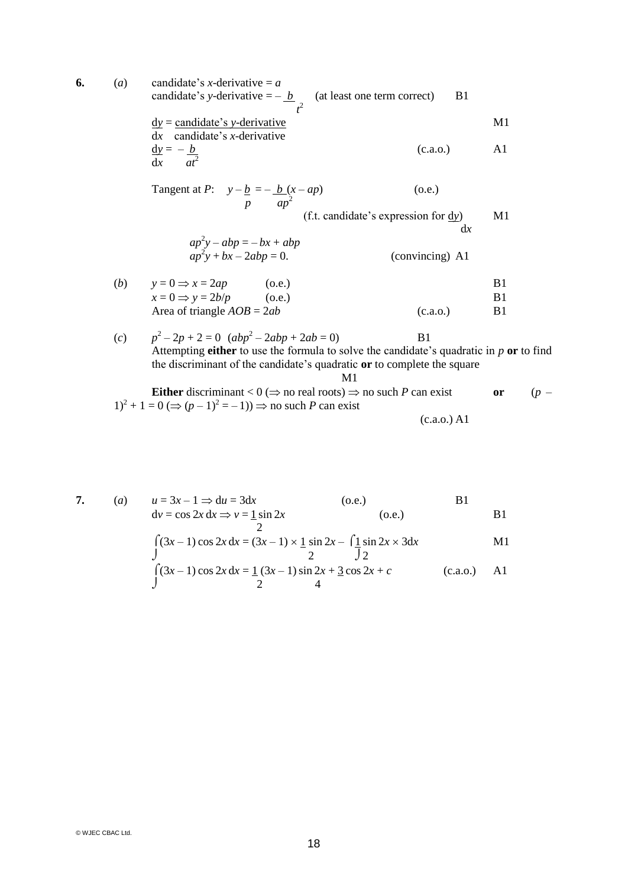**6.** (*a*) candidate's *x*-derivative = $a$

candidate's *y*-derivative = $-\dfrac{b}{t^2}$ (at least one term correct) B1

$\dfrac{dy}{dx} = \dfrac{\text{candidate's } y\text{-derivative}}{\text{candidate's } x\text{-derivative}}$ M1

$\dfrac{dy}{dx} = -\dfrac{b}{at^2}$ (c.a.o.) A1

Tangent at *P*: $y - \dfrac{b}{p} = -\dfrac{b}{ap^2}(x - ap)$ (o.e.)

(f.t. candidate's expression for $\dfrac{dy}{dx}$) M1

$ap^2y - abp = -bx + abp$

$ap^2y + bx - 2abp = 0.$ (convincing) A1

(*b*) $y = 0 \Rightarrow x = 2ap$ (o.e.) B1

$x = 0 \Rightarrow y = 2b/p$ (o.e.) B1

Area of triangle $AOB = 2ab$ (c.a.o.) B1

(*c*) $p^2 - 2p + 2 = 0$ $(abp^2 - 2abp + 2ab = 0)$ B1

Attempting **either** to use the formula to solve the candidate's quadratic in $p$ **or** to find the discriminant of the candidate's quadratic **or** to complete the square M1

**Either** discriminant $< 0$ ($\Rightarrow$ no real roots) $\Rightarrow$ no such *P* can exist **or** $(p - 1)^2 + 1 = 0$ ($\Rightarrow (p - 1)^2 = -1$) $\Rightarrow$ no such *P* can exist

(c.a.o.) A1

**7.** (*a*) $u = 3x - 1 \Rightarrow du = 3dx$ (o.e.) B1

$dv = \cos 2x\, dx \Rightarrow v = \dfrac{1}{2}\sin 2x$ (o.e.) B1

$\displaystyle\int (3x - 1)\cos 2x\, dx = (3x - 1) \times \frac{1}{2}\sin 2x - \int \frac{1}{2}\sin 2x \times 3dx$ M1

$\displaystyle\int (3x - 1)\cos 2x\, dx = \frac{1}{2}(3x - 1)\sin 2x + \frac{3}{4}\cos 2x + c$ (c.a.o.) A1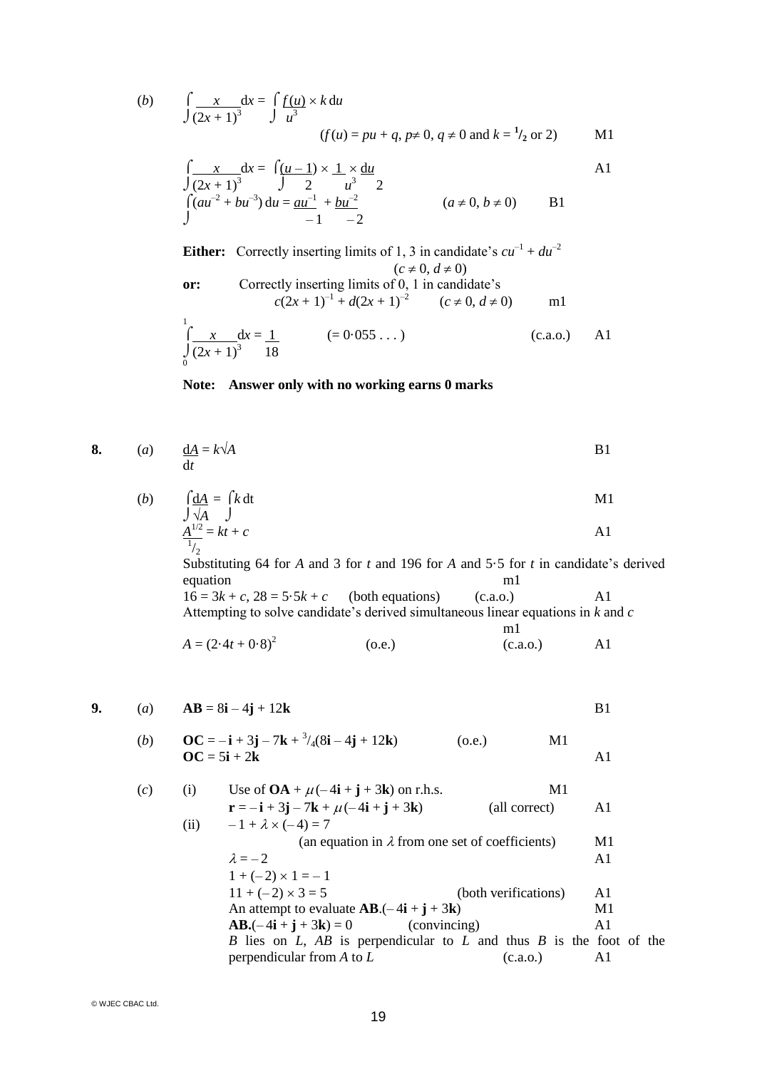(*b*) $\displaystyle\int \frac{x}{(2x+1)^3}\,dx = \int \frac{f(u)}{u^3} \times k\,du$

$(f(u) = pu + q,\ p \neq 0,\ q \neq 0$ and $k = {}^1/_2$ or $2)$ M1

$\displaystyle\int \frac{x}{(2x+1)^3}\,dx = \int \frac{(u-1)}{2} \times \frac{1}{u^3} \times \frac{du}{2}$ A1

$\displaystyle\int (au^{-2} + bu^{-3})\,du = \frac{au^{-1}}{-1} + \frac{bu^{-2}}{-2}$ $(a \neq 0,\ b \neq 0)$ B1

**Either:** Correctly inserting limits of 1, 3 in candidate's $cu^{-1} + du^{-2}$ $(c \neq 0,\ d \neq 0)$

**or:** Correctly inserting limits of 0, 1 in candidate's $c(2x+1)^{-1} + d(2x+1)^{-2}$ $(c \neq 0,\ d \neq 0)$ m1

$\displaystyle\int_0^1 \frac{x}{(2x+1)^3}\,dx = \frac{1}{18}$ $(= 0{\cdot}055\ldots)$ (c.a.o.) A1

**Note: Answer only with no working earns 0 marks**

**8.** (*a*) $\dfrac{dA}{dt} = k\sqrt{A}$ B1

(*b*) $\displaystyle\int \frac{dA}{\sqrt{A}} = \int k\,dt$ M1

$\dfrac{A^{1/2}}{{}^1/_2} = kt + c$ A1

Substituting 64 for $A$ and 3 for $t$ and 196 for $A$ and 5·5 for $t$ in candidate's derived equation m1

$16 = 3k + c$, $28 = 5{\cdot}5k + c$ (both equations) (c.a.o.) A1

Attempting to solve candidate's derived simultaneous linear equations in $k$ and $c$ m1

$A = (2{\cdot}4t + 0{\cdot}8)^2$ (o.e.) (c.a.o.) A1

**9.** (*a*) $\mathbf{AB} = 8\mathbf{i} - 4\mathbf{j} + 12\mathbf{k}$ B1

(*b*) $\mathbf{OC} = -\mathbf{i} + 3\mathbf{j} - 7\mathbf{k} + {}^3/_4(8\mathbf{i} - 4\mathbf{j} + 12\mathbf{k})$ (o.e.) M1

$\mathbf{OC} = 5\mathbf{i} + 2\mathbf{k}$ A1

(*c*) (i) Use of $\mathbf{OA} + \mu(-4\mathbf{i} + \mathbf{j} + 3\mathbf{k})$ on r.h.s. M1

$\mathbf{r} = -\mathbf{i} + 3\mathbf{j} - 7\mathbf{k} + \mu(-4\mathbf{i} + \mathbf{j} + 3\mathbf{k})$ (all correct) A1

(ii) $-1 + \lambda \times (-4) = 7$

(an equation in $\lambda$ from one set of coefficients) M1

$\lambda = -2$ A1

$1 + (-2) \times 1 = -1$

$11 + (-2) \times 3 = 5$ (both verifications) A1

An attempt to evaluate $\mathbf{AB}.(-4\mathbf{i} + \mathbf{j} + 3\mathbf{k})$ M1

$\mathbf{AB}.(-4\mathbf{i} + \mathbf{j} + 3\mathbf{k}) = 0$ (convincing) A1

$B$ lies on $L$, $AB$ is perpendicular to $L$ and thus $B$ is the foot of the perpendicular from $A$ to $L$ (c.a.o.) A1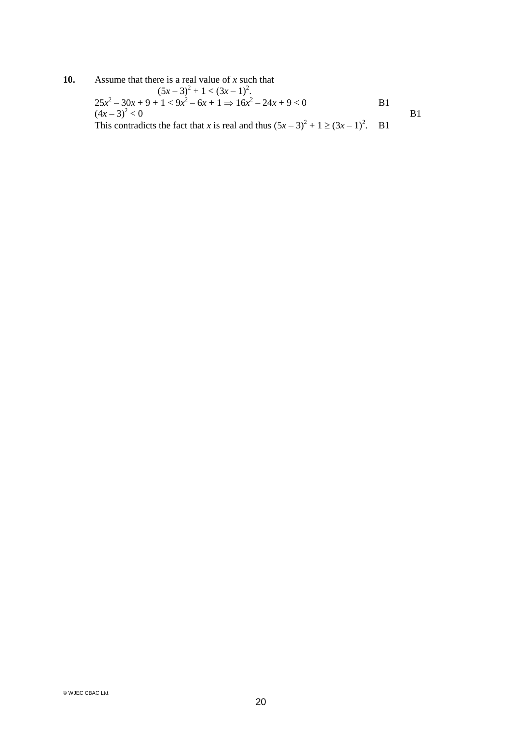**10.** Assume that there is a real value of $x$ such that

$$(5x - 3)^2 + 1 < (3x - 1)^2.$$

$25x^2 - 30x + 9 + 1 < 9x^2 - 6x + 1 \Rightarrow 16x^2 - 24x + 9 < 0$ B1

$(4x - 3)^2 < 0$ B1

This contradicts the fact that $x$ is real and thus $(5x - 3)^2 + 1 \geq (3x - 1)^2$. B1

© WJEC CBAC Ltd.